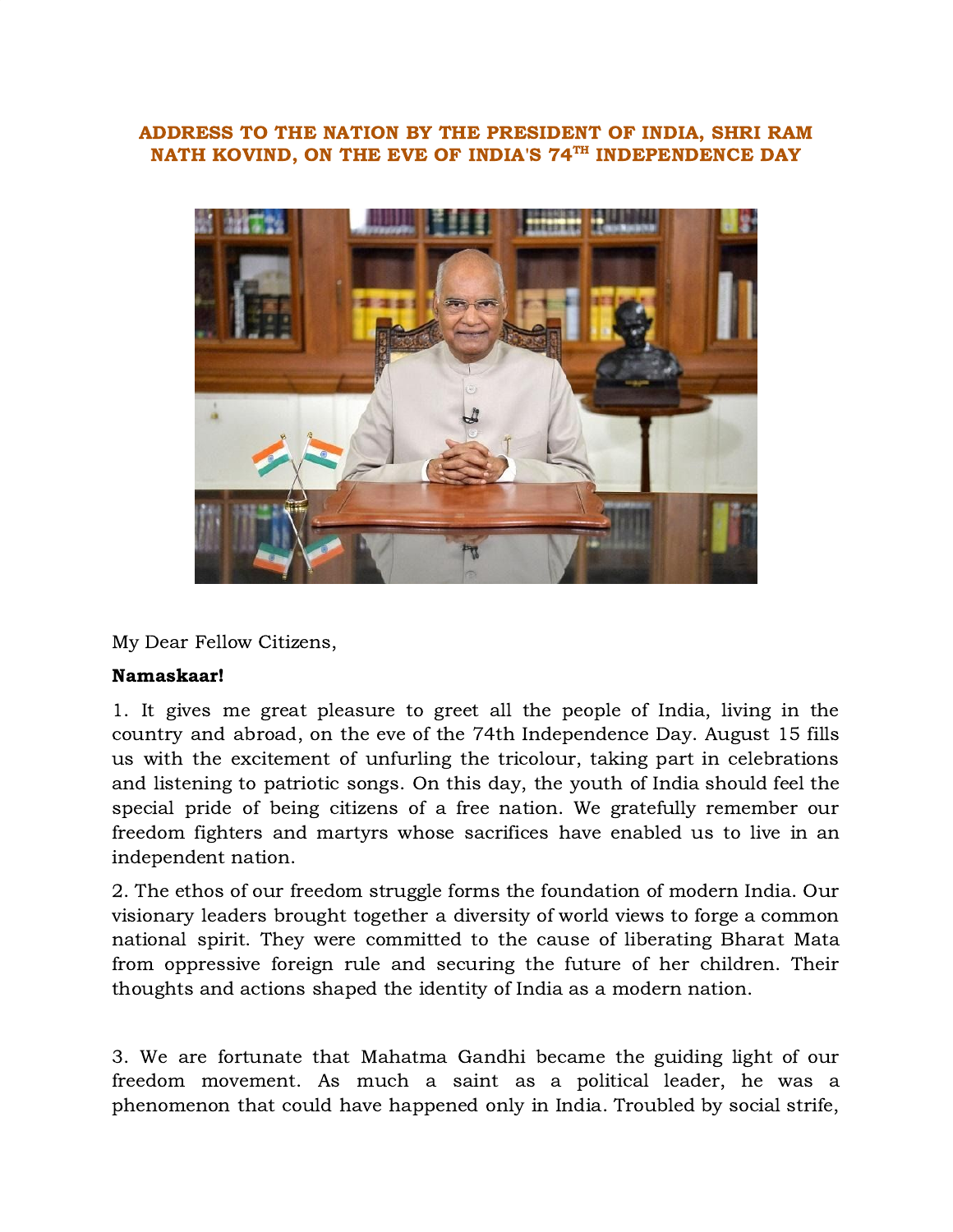# ADDRESS TO THE NATION BY THE PRESIDENT OF INDIA, SHRI RAM NATH KOVIND, ON THE EVE OF INDIA'S 74TH INDEPENDENCE DAY

My Dear Fellow Citizens,

**Namaskaar!**

1. It gives me great pleasure to greet all the people of India, living in the country and abroad, on the eve of the 74th Independence Day. August 15 fills us with the excitement of unfurling the tricolour, taking part in celebrations and listening to patriotic songs. On this day, the youth of India should feel the special pride of being citizens of a free nation. We gratefully remember our freedom fighters and martyrs whose sacrifices have enabled us to live in an independent nation.

2. The ethos of our freedom struggle forms the foundation of modern India. Our visionary leaders brought together a diversity of world views to forge a common national spirit. They were committed to the cause of liberating Bharat Mata from oppressive foreign rule and securing the future of her children. Their thoughts and actions shaped the identity of India as a modern nation.

3. We are fortunate that Mahatma Gandhi became the guiding light of our freedom movement. As much a saint as a political leader, he was a phenomenon that could have happened only in India. Troubled by social strife,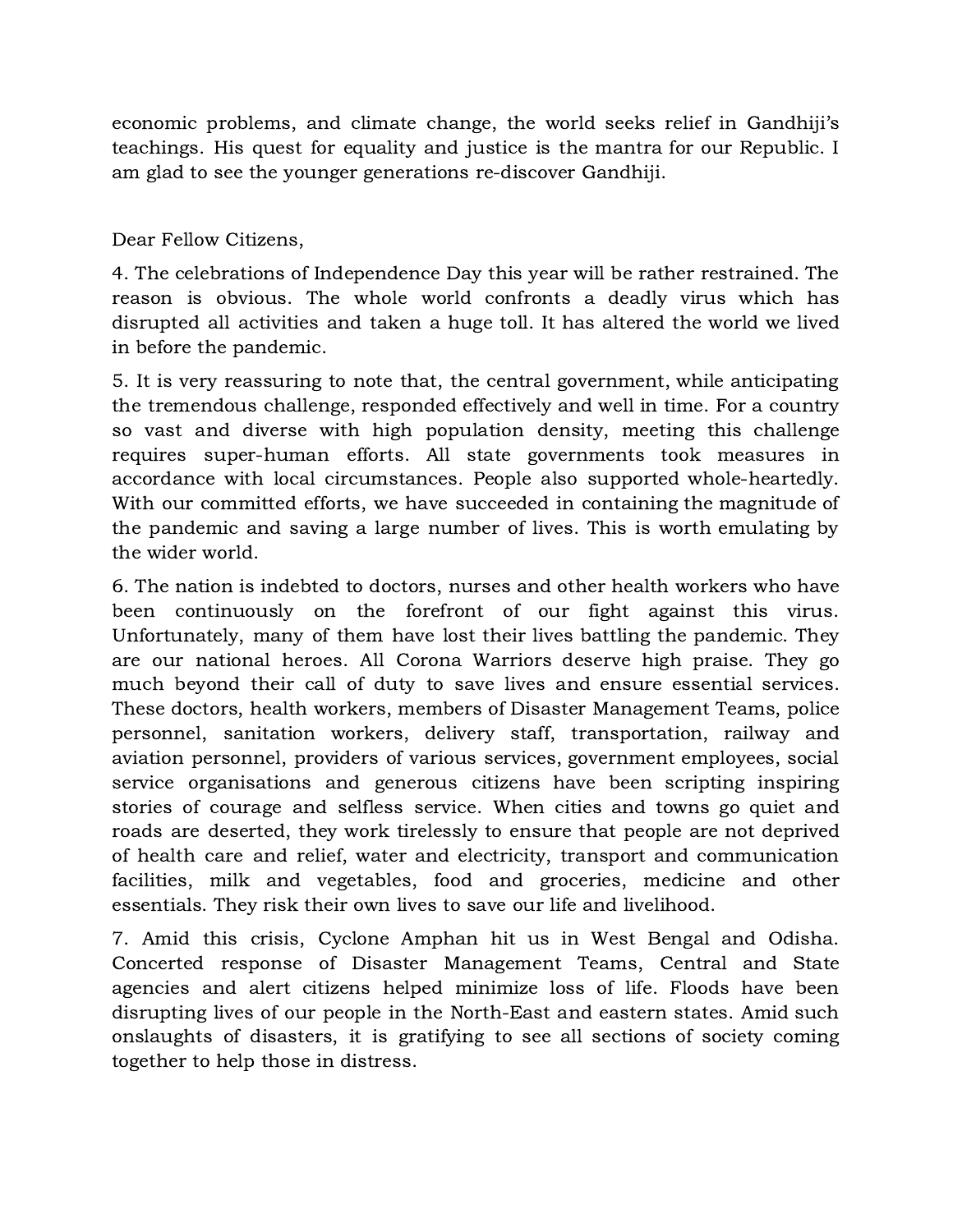economic problems, and climate change, the world seeks relief in Gandhiji's teachings. His quest for equality and justice is the mantra for our Republic. I am glad to see the younger generations re-discover Gandhiji.

Dear Fellow Citizens,

4. The celebrations of Independence Day this year will be rather restrained. The reason is obvious. The whole world confronts a deadly virus which has disrupted all activities and taken a huge toll. It has altered the world we lived in before the pandemic.

5. It is very reassuring to note that, the central government, while anticipating the tremendous challenge, responded effectively and well in time. For a country so vast and diverse with high population density, meeting this challenge requires super-human efforts. All state governments took measures in accordance with local circumstances. People also supported whole-heartedly. With our committed efforts, we have succeeded in containing the magnitude of the pandemic and saving a large number of lives. This is worth emulating by the wider world.

6. The nation is indebted to doctors, nurses and other health workers who have been continuously on the forefront of our fight against this virus. Unfortunately, many of them have lost their lives battling the pandemic. They are our national heroes. All Corona Warriors deserve high praise. They go much beyond their call of duty to save lives and ensure essential services. These doctors, health workers, members of Disaster Management Teams, police personnel, sanitation workers, delivery staff, transportation, railway and aviation personnel, providers of various services, government employees, social service organisations and generous citizens have been scripting inspiring stories of courage and selfless service. When cities and towns go quiet and roads are deserted, they work tirelessly to ensure that people are not deprived of health care and relief, water and electricity, transport and communication facilities, milk and vegetables, food and groceries, medicine and other essentials. They risk their own lives to save our life and livelihood.

7. Amid this crisis, Cyclone Amphan hit us in West Bengal and Odisha. Concerted response of Disaster Management Teams, Central and State agencies and alert citizens helped minimize loss of life. Floods have been disrupting lives of our people in the North-East and eastern states. Amid such onslaughts of disasters, it is gratifying to see all sections of society coming together to help those in distress.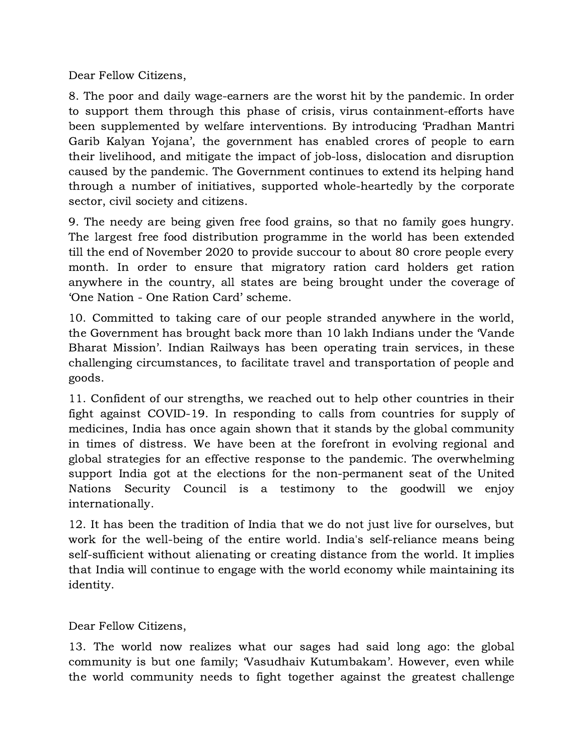Dear Fellow Citizens,

8. The poor and daily wage-earners are the worst hit by the pandemic. In order to support them through this phase of crisis, virus containment-efforts have been supplemented by welfare interventions. By introducing 'Pradhan Mantri Garib Kalyan Yojana', the government has enabled crores of people to earn their livelihood, and mitigate the impact of job-loss, dislocation and disruption caused by the pandemic. The Government continues to extend its helping hand through a number of initiatives, supported whole-heartedly by the corporate sector, civil society and citizens.

9. The needy are being given free food grains, so that no family goes hungry. The largest free food distribution programme in the world has been extended till the end of November 2020 to provide succour to about 80 crore people every month. In order to ensure that migratory ration card holders get ration anywhere in the country, all states are being brought under the coverage of 'One Nation - One Ration Card' scheme.

10. Committed to taking care of our people stranded anywhere in the world, the Government has brought back more than 10 lakh Indians under the 'Vande Bharat Mission'. Indian Railways has been operating train services, in these challenging circumstances, to facilitate travel and transportation of people and goods.

11. Confident of our strengths, we reached out to help other countries in their fight against COVID-19. In responding to calls from countries for supply of medicines, India has once again shown that it stands by the global community in times of distress. We have been at the forefront in evolving regional and global strategies for an effective response to the pandemic. The overwhelming support India got at the elections for the non-permanent seat of the United Nations Security Council is a testimony to the goodwill we enjoy internationally.

12. It has been the tradition of India that we do not just live for ourselves, but work for the well-being of the entire world. India's self-reliance means being self-sufficient without alienating or creating distance from the world. It implies that India will continue to engage with the world economy while maintaining its identity.

Dear Fellow Citizens,

13. The world now realizes what our sages had said long ago: the global community is but one family; 'Vasudhaiv Kutumbakam'. However, even while the world community needs to fight together against the greatest challenge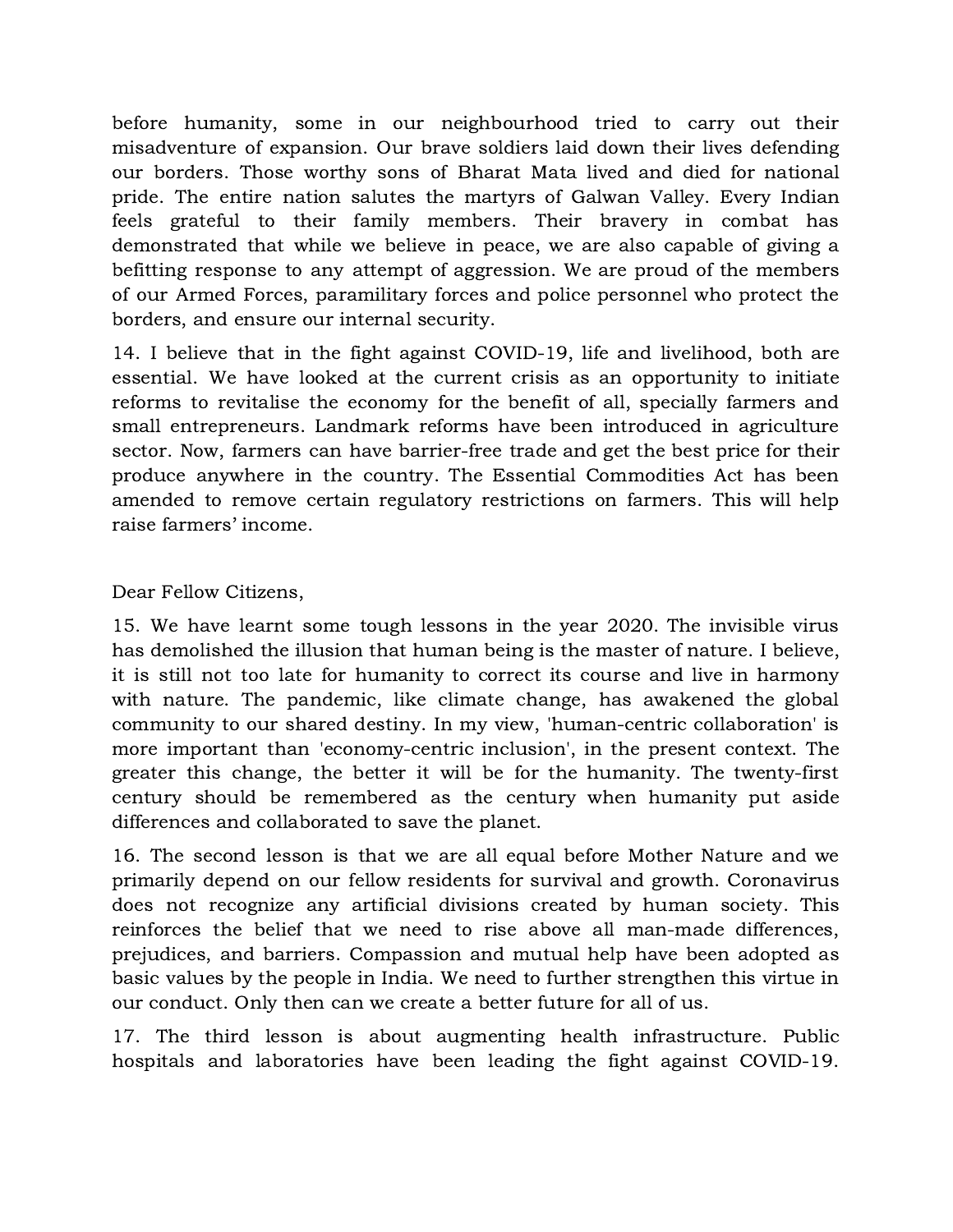before humanity, some in our neighbourhood tried to carry out their misadventure of expansion. Our brave soldiers laid down their lives defending our borders. Those worthy sons of Bharat Mata lived and died for national pride. The entire nation salutes the martyrs of Galwan Valley. Every Indian feels grateful to their family members. Their bravery in combat has demonstrated that while we believe in peace, we are also capable of giving a befitting response to any attempt of aggression. We are proud of the members of our Armed Forces, paramilitary forces and police personnel who protect the borders, and ensure our internal security.

14. I believe that in the fight against COVID-19, life and livelihood, both are essential. We have looked at the current crisis as an opportunity to initiate reforms to revitalise the economy for the benefit of all, specially farmers and small entrepreneurs. Landmark reforms have been introduced in agriculture sector. Now, farmers can have barrier-free trade and get the best price for their produce anywhere in the country. The Essential Commodities Act has been amended to remove certain regulatory restrictions on farmers. This will help raise farmers' income.

Dear Fellow Citizens,

15. We have learnt some tough lessons in the year 2020. The invisible virus has demolished the illusion that human being is the master of nature. I believe, it is still not too late for humanity to correct its course and live in harmony with nature. The pandemic, like climate change, has awakened the global community to our shared destiny. In my view, 'human-centric collaboration' is more important than 'economy-centric inclusion', in the present context. The greater this change, the better it will be for the humanity. The twenty-first century should be remembered as the century when humanity put aside differences and collaborated to save the planet.

16. The second lesson is that we are all equal before Mother Nature and we primarily depend on our fellow residents for survival and growth. Coronavirus does not recognize any artificial divisions created by human society. This reinforces the belief that we need to rise above all man-made differences, prejudices, and barriers. Compassion and mutual help have been adopted as basic values by the people in India. We need to further strengthen this virtue in our conduct. Only then can we create a better future for all of us.

17. The third lesson is about augmenting health infrastructure. Public hospitals and laboratories have been leading the fight against COVID-19.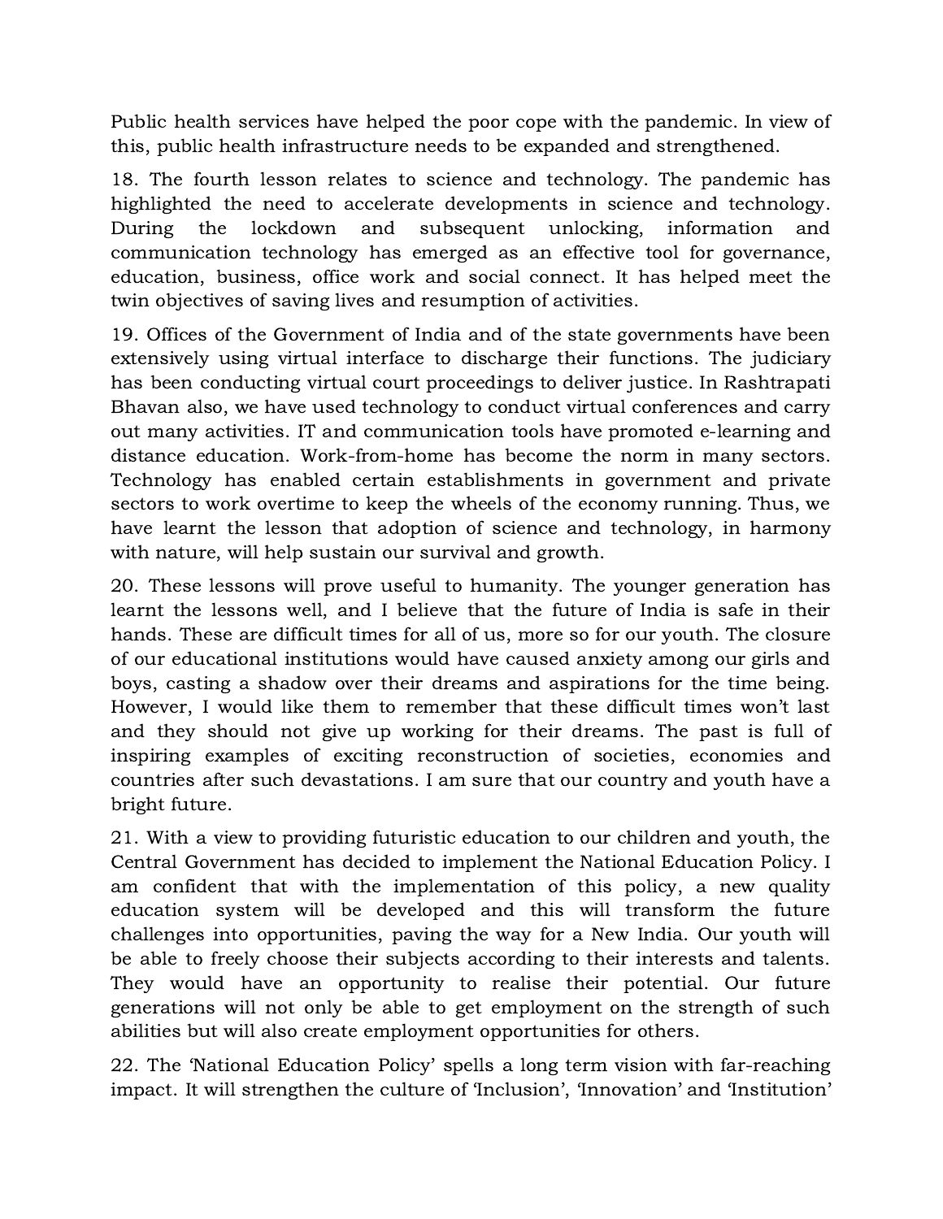Public health services have helped the poor cope with the pandemic. In view of this, public health infrastructure needs to be expanded and strengthened.

18. The fourth lesson relates to science and technology. The pandemic has highlighted the need to accelerate developments in science and technology. During the lockdown and subsequent unlocking, information and communication technology has emerged as an effective tool for governance, education, business, office work and social connect. It has helped meet the twin objectives of saving lives and resumption of activities.

19. Offices of the Government of India and of the state governments have been extensively using virtual interface to discharge their functions. The judiciary has been conducting virtual court proceedings to deliver justice. In Rashtrapati Bhavan also, we have used technology to conduct virtual conferences and carry out many activities. IT and communication tools have promoted e-learning and distance education. Work-from-home has become the norm in many sectors. Technology has enabled certain establishments in government and private sectors to work overtime to keep the wheels of the economy running. Thus, we have learnt the lesson that adoption of science and technology, in harmony with nature, will help sustain our survival and growth.

20. These lessons will prove useful to humanity. The younger generation has learnt the lessons well, and I believe that the future of India is safe in their hands. These are difficult times for all of us, more so for our youth. The closure of our educational institutions would have caused anxiety among our girls and boys, casting a shadow over their dreams and aspirations for the time being. However, I would like them to remember that these difficult times won't last and they should not give up working for their dreams. The past is full of inspiring examples of exciting reconstruction of societies, economies and countries after such devastations. I am sure that our country and youth have a bright future.

21. With a view to providing futuristic education to our children and youth, the Central Government has decided to implement the National Education Policy. I am confident that with the implementation of this policy, a new quality education system will be developed and this will transform the future challenges into opportunities, paving the way for a New India. Our youth will be able to freely choose their subjects according to their interests and talents. They would have an opportunity to realise their potential. Our future generations will not only be able to get employment on the strength of such abilities but will also create employment opportunities for others.

22. The 'National Education Policy' spells a long term vision with far-reaching impact. It will strengthen the culture of 'Inclusion', 'Innovation' and 'Institution'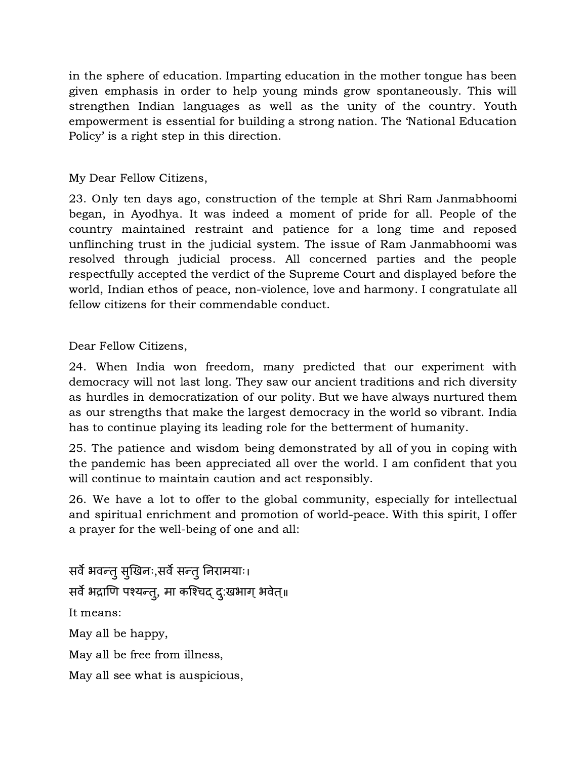in the sphere of education. Imparting education in the mother tongue has been given emphasis in order to help young minds grow spontaneously. This will strengthen Indian languages as well as the unity of the country. Youth empowerment is essential for building a strong nation. The 'National Education Policy' is a right step in this direction.

My Dear Fellow Citizens,

23. Only ten days ago, construction of the temple at Shri Ram Janmabhoomi began, in Ayodhya. It was indeed a moment of pride for all. People of the country maintained restraint and patience for a long time and reposed unflinching trust in the judicial system. The issue of Ram Janmabhoomi was resolved through judicial process. All concerned parties and the people respectfully accepted the verdict of the Supreme Court and displayed before the world, Indian ethos of peace, non-violence, love and harmony. I congratulate all fellow citizens for their commendable conduct.

Dear Fellow Citizens,

24. When India won freedom, many predicted that our experiment with democracy will not last long. They saw our ancient traditions and rich diversity as hurdles in democratization of our polity. But we have always nurtured them as our strengths that make the largest democracy in the world so vibrant. India has to continue playing its leading role for the betterment of humanity.

25. The patience and wisdom being demonstrated by all of you in coping with the pandemic has been appreciated all over the world. I am confident that you will continue to maintain caution and act responsibly.

26. We have a lot to offer to the global community, especially for intellectual and spiritual enrichment and promotion of world-peace. With this spirit, I offer a prayer for the well-being of one and all:

सर्वे भवन्तु सुखिनः,सर्वे सन्तु निरामयाः।

सर्वे भद्राणि पश्यन्तु, मा कश्चिद् दुःखभाग् भवेत्॥

It means:

May all be happy,

May all be free from illness,

May all see what is auspicious,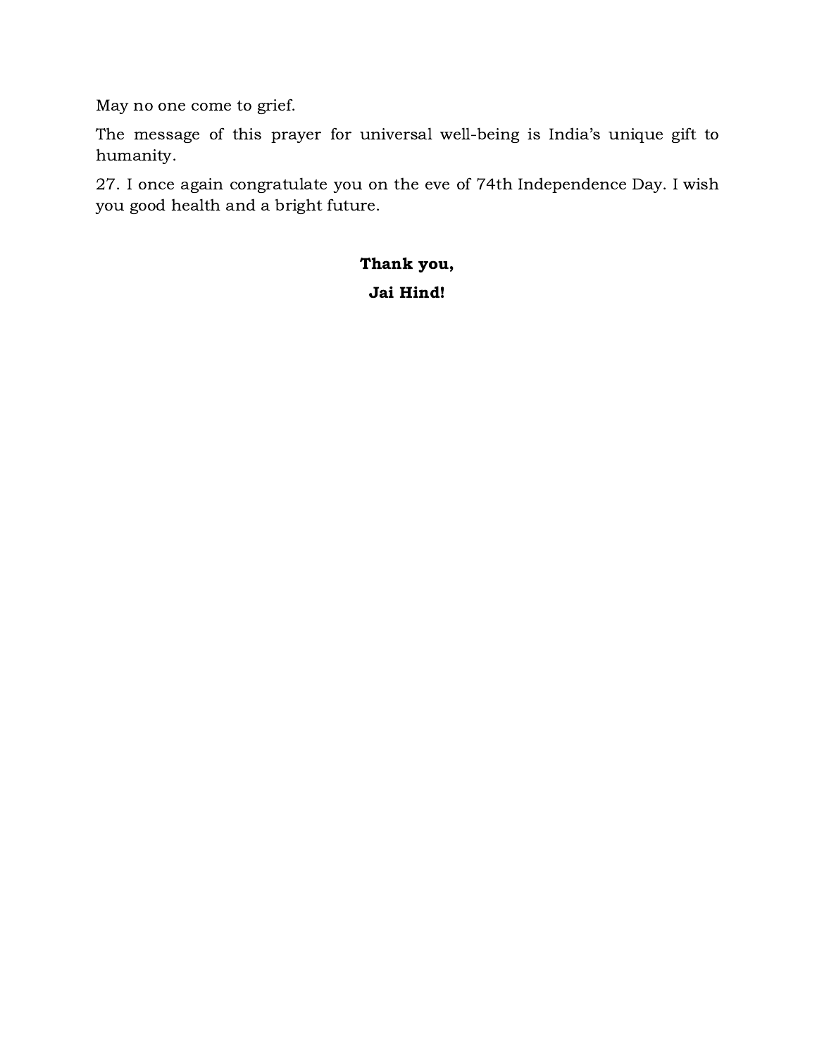May no one come to grief.

The message of this prayer for universal well-being is India's unique gift to humanity.

27. I once again congratulate you on the eve of 74th Independence Day. I wish you good health and a bright future.

**Thank you,**

**Jai Hind!**